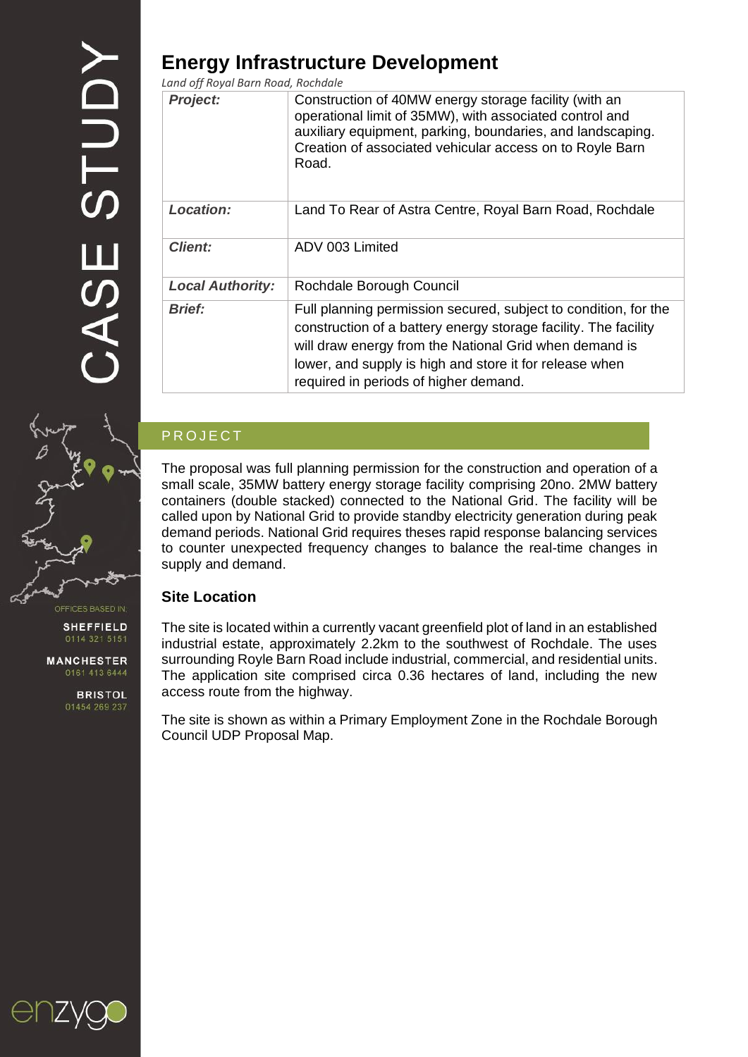CASE STUDY

# Energy Infrastructure Development

*Land off Royal Barn Road, Rochdale*

| | |
|---|---|
| ***Project:*** | Construction of 40MW energy storage facility (with an operational limit of 35MW), with associated control and auxiliary equipment, parking, boundaries, and landscaping. Creation of associated vehicular access on to Royle Barn Road. |
| ***Location:*** | Land To Rear of Astra Centre, Royal Barn Road, Rochdale |
| ***Client:*** | ADV 003 Limited |
| ***Local Authority:*** | Rochdale Borough Council |
| ***Brief:*** | Full planning permission secured, subject to condition, for the construction of a battery energy storage facility. The facility will draw energy from the National Grid when demand is lower, and supply is high and store it for release when required in periods of higher demand. |

## PROJECT

The proposal was full planning permission for the construction and operation of a small scale, 35MW battery energy storage facility comprising 20no. 2MW battery containers (double stacked) connected to the National Grid. The facility will be called upon by National Grid to provide standby electricity generation during peak demand periods. National Grid requires theses rapid response balancing services to counter unexpected frequency changes to balance the real-time changes in supply and demand.

### Site Location

The site is located within a currently vacant greenfield plot of land in an established industrial estate, approximately 2.2km to the southwest of Rochdale. The uses surrounding Royle Barn Road include industrial, commercial, and residential units. The application site comprised circa 0.36 hectares of land, including the new access route from the highway.

The site is shown as within a Primary Employment Zone in the Rochdale Borough Council UDP Proposal Map.

OFFICES BASED IN:

**SHEFFIELD**
0114 321 5151

**MANCHESTER**
0161 413 6444

**BRISTOL**
01454 269 237

enzygo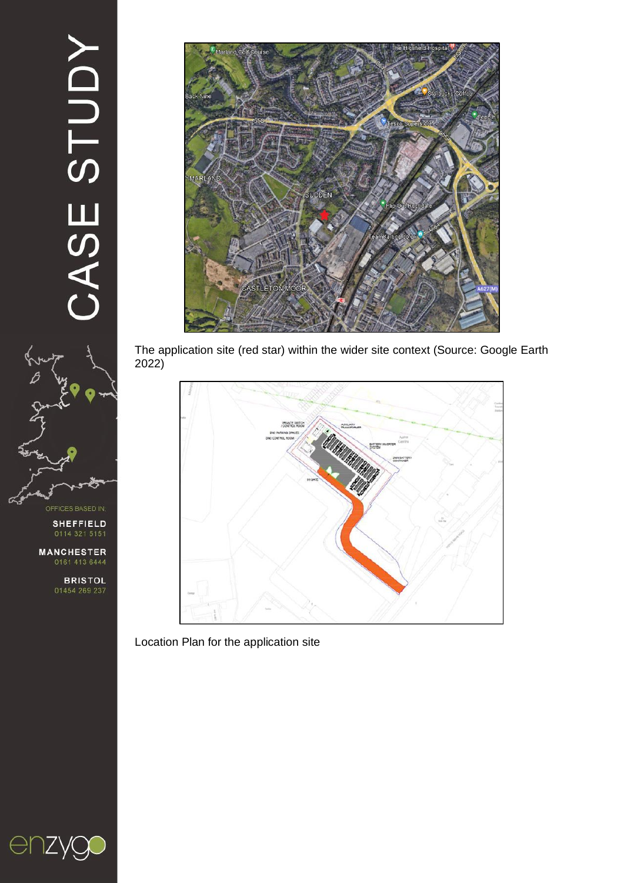The application site (red star) within the wider site context (Source: Google Earth 2022)

Location Plan for the application site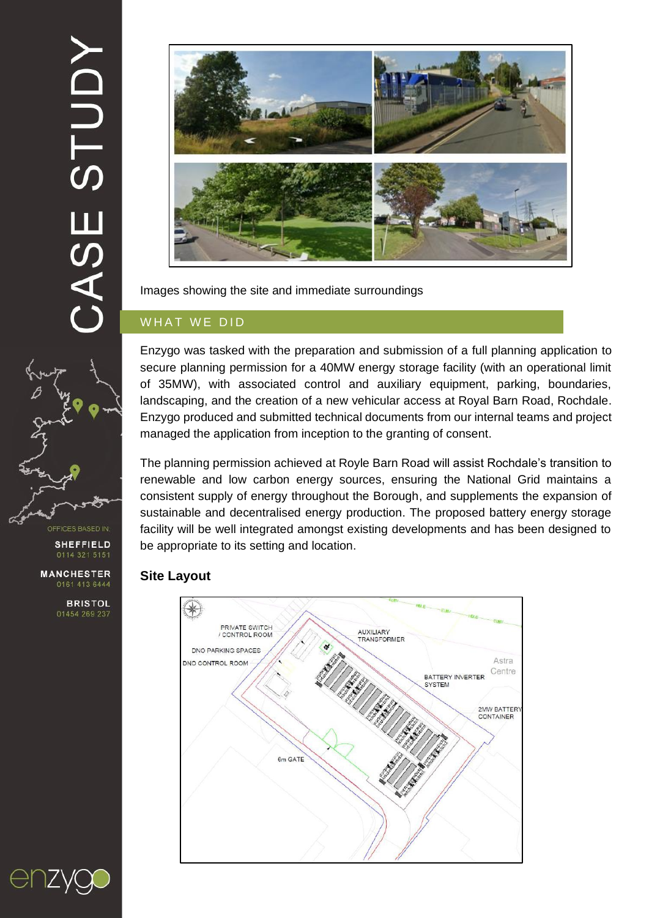Images showing the site and immediate surroundings

## WHAT WE DID

Enzygo was tasked with the preparation and submission of a full planning application to secure planning permission for a 40MW energy storage facility (with an operational limit of 35MW), with associated control and auxiliary equipment, parking, boundaries, landscaping, and the creation of a new vehicular access at Royal Barn Road, Rochdale. Enzygo produced and submitted technical documents from our internal teams and project managed the application from inception to the granting of consent.

The planning permission achieved at Royle Barn Road will assist Rochdale's transition to renewable and low carbon energy sources, ensuring the National Grid maintains a consistent supply of energy throughout the Borough, and supplements the expansion of sustainable and decentralised energy production. The proposed battery energy storage facility will be well integrated amongst existing developments and has been designed to be appropriate to its setting and location.

### Site Layout

PRIVATE SWITCH / CONTROL ROOM

AUXILIARY TRANSFORMER

DNO PARKING SPACES

DNO CONTROL ROOM

Astra Centre

BATTERY INVERTER SYSTEM

2MW BATTERY CONTAINER

6m GATE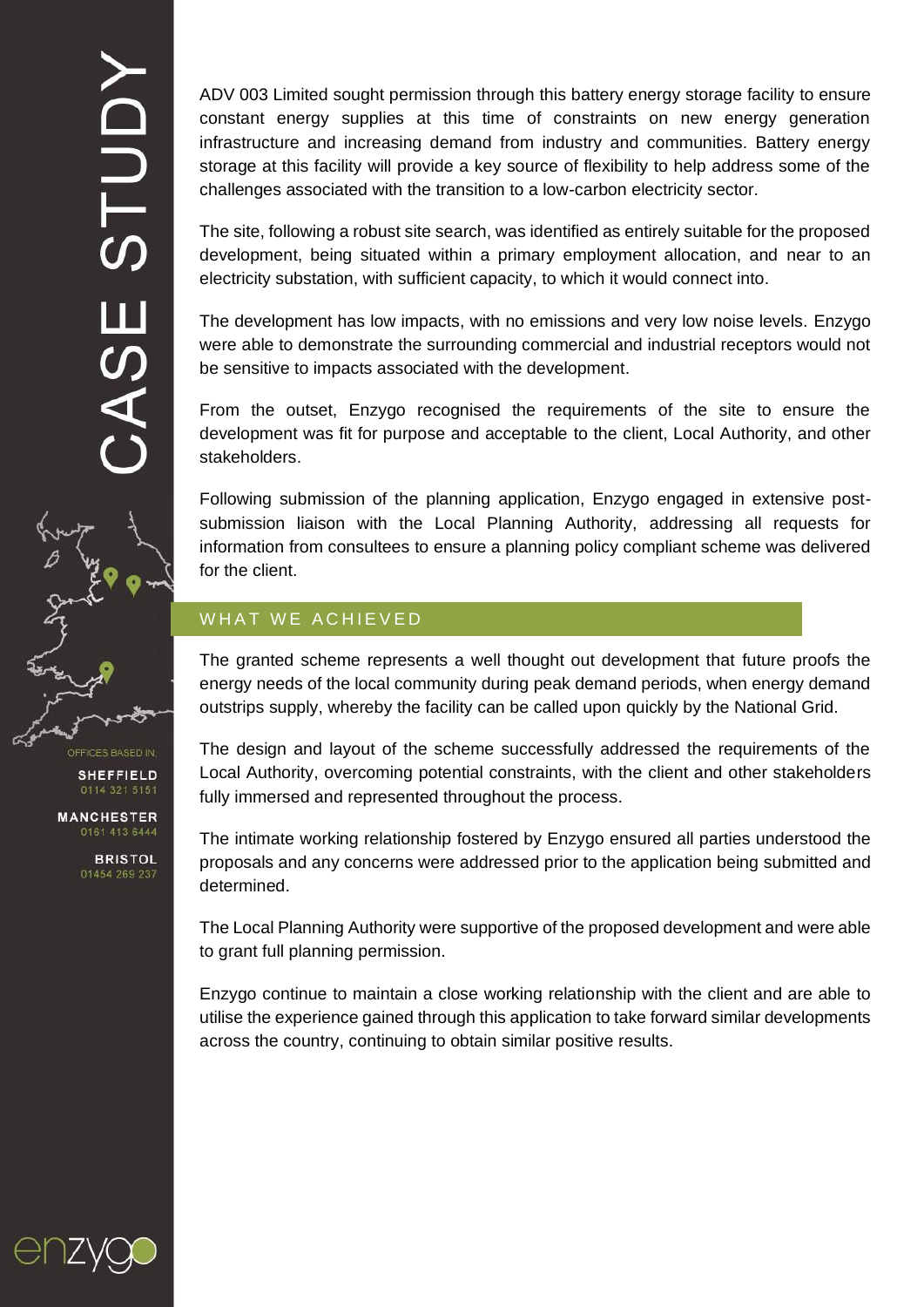# CASE STUDY

ADV 003 Limited sought permission through this battery energy storage facility to ensure constant energy supplies at this time of constraints on new energy generation infrastructure and increasing demand from industry and communities. Battery energy storage at this facility will provide a key source of flexibility to help address some of the challenges associated with the transition to a low-carbon electricity sector.

The site, following a robust site search, was identified as entirely suitable for the proposed development, being situated within a primary employment allocation, and near to an electricity substation, with sufficient capacity, to which it would connect into.

The development has low impacts, with no emissions and very low noise levels. Enzygo were able to demonstrate the surrounding commercial and industrial receptors would not be sensitive to impacts associated with the development.

From the outset, Enzygo recognised the requirements of the site to ensure the development was fit for purpose and acceptable to the client, Local Authority, and other stakeholders.

Following submission of the planning application, Enzygo engaged in extensive post-submission liaison with the Local Planning Authority, addressing all requests for information from consultees to ensure a planning policy compliant scheme was delivered for the client.

## WHAT WE ACHIEVED

The granted scheme represents a well thought out development that future proofs the energy needs of the local community during peak demand periods, when energy demand outstrips supply, whereby the facility can be called upon quickly by the National Grid.

The design and layout of the scheme successfully addressed the requirements of the Local Authority, overcoming potential constraints, with the client and other stakeholders fully immersed and represented throughout the process.

The intimate working relationship fostered by Enzygo ensured all parties understood the proposals and any concerns were addressed prior to the application being submitted and determined.

The Local Planning Authority were supportive of the proposed development and were able to grant full planning permission.

Enzygo continue to maintain a close working relationship with the client and are able to utilise the experience gained through this application to take forward similar developments across the country, continuing to obtain similar positive results.

OFFICES BASED IN:

**SHEFFIELD**
0114 321 5151

**MANCHESTER**
0161 413 6444

**BRISTOL**
01454 269 237

enzygo